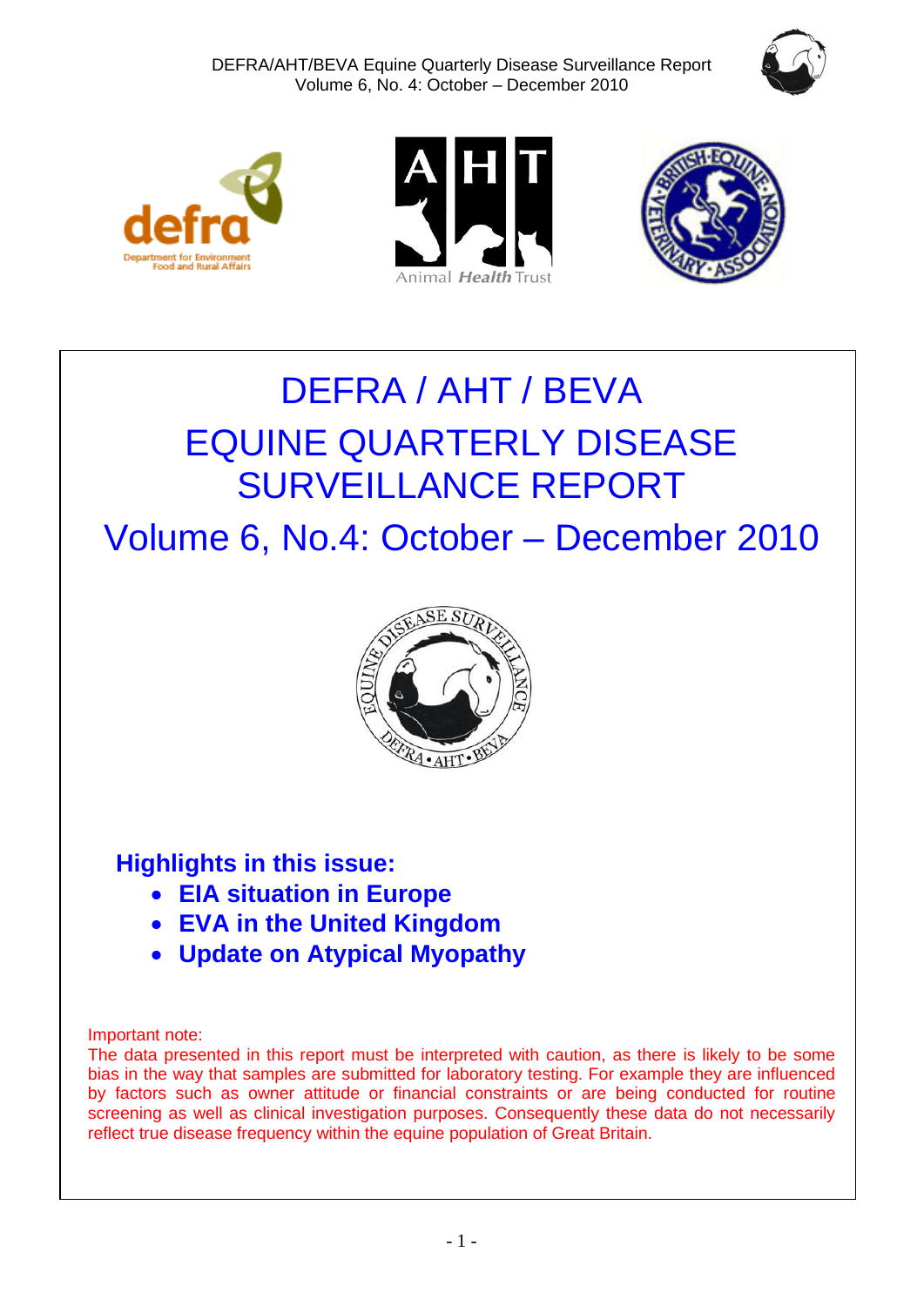# DEFRA / AHT / BEVA

# EQUINE QUARTERLY DISEASE SURVEILLANCE REPORT

## Volume 6, No.4: October – December 2010

### Highlights in this issue:

- **EIA situation in Europe**
- **EVA in the United Kingdom**
- **Update on Atypical Myopathy**

Important note:
The data presented in this report must be interpreted with caution, as there is likely to be some bias in the way that samples are submitted for laboratory testing. For example they are influenced by factors such as owner attitude or financial constraints or are being conducted for routine screening as well as clinical investigation purposes. Consequently these data do not necessarily reflect true disease frequency within the equine population of Great Britain.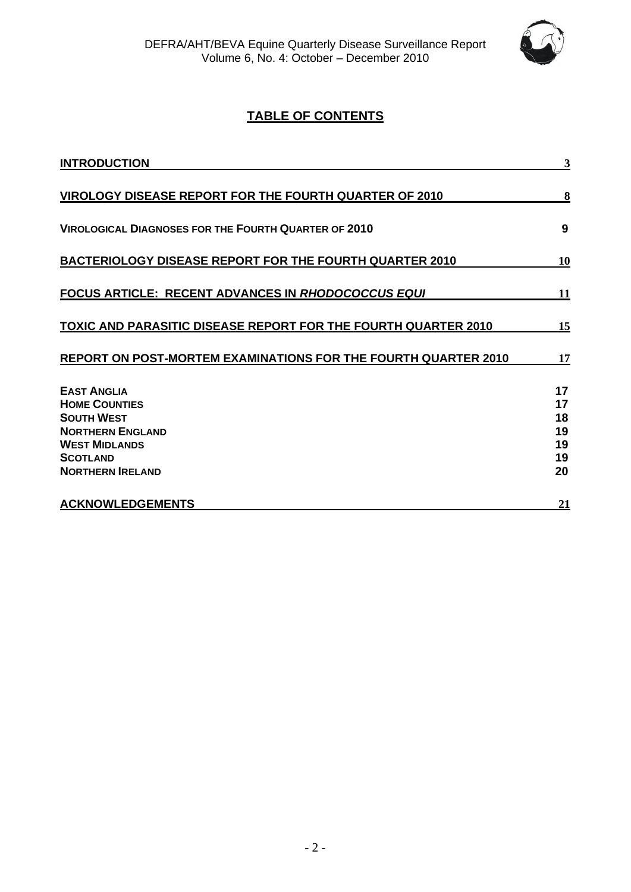## TABLE OF CONTENTS

| | |
|---|---|
| **INTRODUCTION** | 3 |
| **VIROLOGY DISEASE REPORT FOR THE FOURTH QUARTER OF 2010** | 8 |
| **VIROLOGICAL DIAGNOSES FOR THE FOURTH QUARTER OF 2010** | 9 |
| **BACTERIOLOGY DISEASE REPORT FOR THE FOURTH QUARTER 2010** | 10 |
| **FOCUS ARTICLE: RECENT ADVANCES IN *RHODOCOCCUS EQUI*** | 11 |
| **TOXIC AND PARASITIC DISEASE REPORT FOR THE FOURTH QUARTER 2010** | 15 |
| **REPORT ON POST-MORTEM EXAMINATIONS FOR THE FOURTH QUARTER 2010** | 17 |
| **EAST ANGLIA** | 17 |
| **HOME COUNTIES** | 17 |
| **SOUTH WEST** | 18 |
| **NORTHERN ENGLAND** | 19 |
| **WEST MIDLANDS** | 19 |
| **SCOTLAND** | 19 |
| **NORTHERN IRELAND** | 20 |
| **ACKNOWLEDGEMENTS** | 21 |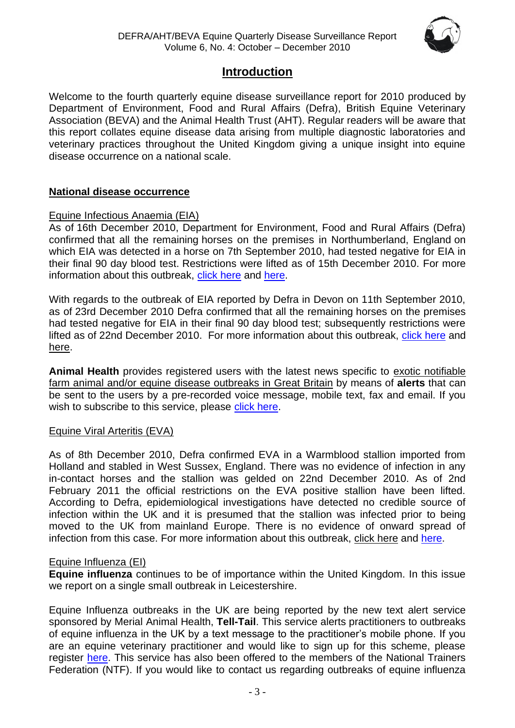# Introduction

Welcome to the fourth quarterly equine disease surveillance report for 2010 produced by Department of Environment, Food and Rural Affairs (Defra), British Equine Veterinary Association (BEVA) and the Animal Health Trust (AHT). Regular readers will be aware that this report collates equine disease data arising from multiple diagnostic laboratories and veterinary practices throughout the United Kingdom giving a unique insight into equine disease occurrence on a national scale.

## National disease occurrence

### Equine Infectious Anaemia (EIA)

As of 16th December 2010, Department for Environment, Food and Rural Affairs (Defra) confirmed that all the remaining horses on the premises in Northumberland, England on which EIA was detected in a horse on 7th September 2010, had tested negative for EIA in their final 90 day blood test. Restrictions were lifted as of 15th December 2010. For more information about this outbreak, click here and here.

With regards to the outbreak of EIA reported by Defra in Devon on 11th September 2010, as of 23rd December 2010 Defra confirmed that all the remaining horses on the premises had tested negative for EIA in their final 90 day blood test; subsequently restrictions were lifted as of 22nd December 2010. For more information about this outbreak, click here and here.

**Animal Health** provides registered users with the latest news specific to exotic notifiable farm animal and/or equine disease outbreaks in Great Britain by means of **alerts** that can be sent to the users by a pre-recorded voice message, mobile text, fax and email. If you wish to subscribe to this service, please click here.

### Equine Viral Arteritis (EVA)

As of 8th December 2010, Defra confirmed EVA in a Warmblood stallion imported from Holland and stabled in West Sussex, England. There was no evidence of infection in any in-contact horses and the stallion was gelded on 22nd December 2010. As of 2nd February 2011 the official restrictions on the EVA positive stallion have been lifted. According to Defra, epidemiological investigations have detected no credible source of infection within the UK and it is presumed that the stallion was infected prior to being moved to the UK from mainland Europe. There is no evidence of onward spread of infection from this case. For more information about this outbreak, click here and here.

### Equine Influenza (EI)

**Equine influenza** continues to be of importance within the United Kingdom. In this issue we report on a single small outbreak in Leicestershire.

Equine Influenza outbreaks in the UK are being reported by the new text alert service sponsored by Merial Animal Health, **Tell-Tail**. This service alerts practitioners to outbreaks of equine influenza in the UK by a text message to the practitioner's mobile phone. If you are an equine veterinary practitioner and would like to sign up for this scheme, please register here. This service has also been offered to the members of the National Trainers Federation (NTF). If you would like to contact us regarding outbreaks of equine influenza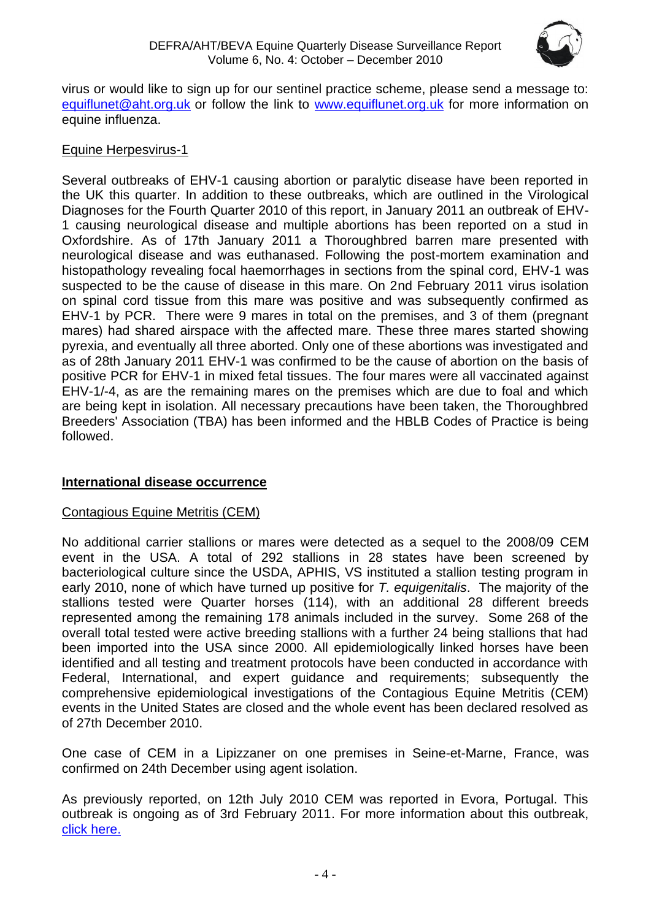virus or would like to sign up for our sentinel practice scheme, please send a message to: [equiflunet@aht.org.uk](mailto:equiflunet@aht.org.uk) or follow the link to [www.equiflunet.org.uk](http://www.equiflunet.org.uk) for more information on equine influenza.

Equine Herpesvirus-1

Several outbreaks of EHV-1 causing abortion or paralytic disease have been reported in the UK this quarter. In addition to these outbreaks, which are outlined in the Virological Diagnoses for the Fourth Quarter 2010 of this report, in January 2011 an outbreak of EHV-1 causing neurological disease and multiple abortions has been reported on a stud in Oxfordshire. As of 17th January 2011 a Thoroughbred barren mare presented with neurological disease and was euthanased. Following the post-mortem examination and histopathology revealing focal haemorrhages in sections from the spinal cord, EHV-1 was suspected to be the cause of disease in this mare. On 2nd February 2011 virus isolation on spinal cord tissue from this mare was positive and was subsequently confirmed as EHV-1 by PCR. There were 9 mares in total on the premises, and 3 of them (pregnant mares) had shared airspace with the affected mare. These three mares started showing pyrexia, and eventually all three aborted. Only one of these abortions was investigated and as of 28th January 2011 EHV-1 was confirmed to be the cause of abortion on the basis of positive PCR for EHV-1 in mixed fetal tissues. The four mares were all vaccinated against EHV-1/-4, as are the remaining mares on the premises which are due to foal and which are being kept in isolation. All necessary precautions have been taken, the Thoroughbred Breeders' Association (TBA) has been informed and the HBLB Codes of Practice is being followed.

## International disease occurrence

Contagious Equine Metritis (CEM)

No additional carrier stallions or mares were detected as a sequel to the 2008/09 CEM event in the USA. A total of 292 stallions in 28 states have been screened by bacteriological culture since the USDA, APHIS, VS instituted a stallion testing program in early 2010, none of which have turned up positive for *T. equigenitalis*. The majority of the stallions tested were Quarter horses (114), with an additional 28 different breeds represented among the remaining 178 animals included in the survey. Some 268 of the overall total tested were active breeding stallions with a further 24 being stallions that had been imported into the USA since 2000. All epidemiologically linked horses have been identified and all testing and treatment protocols have been conducted in accordance with Federal, International, and expert guidance and requirements; subsequently the comprehensive epidemiological investigations of the Contagious Equine Metritis (CEM) events in the United States are closed and the whole event has been declared resolved as of 27th December 2010.

One case of CEM in a Lipizzaner on one premises in Seine-et-Marne, France, was confirmed on 24th December using agent isolation.

As previously reported, on 12th July 2010 CEM was reported in Evora, Portugal. This outbreak is ongoing as of 3rd February 2011. For more information about this outbreak, click here.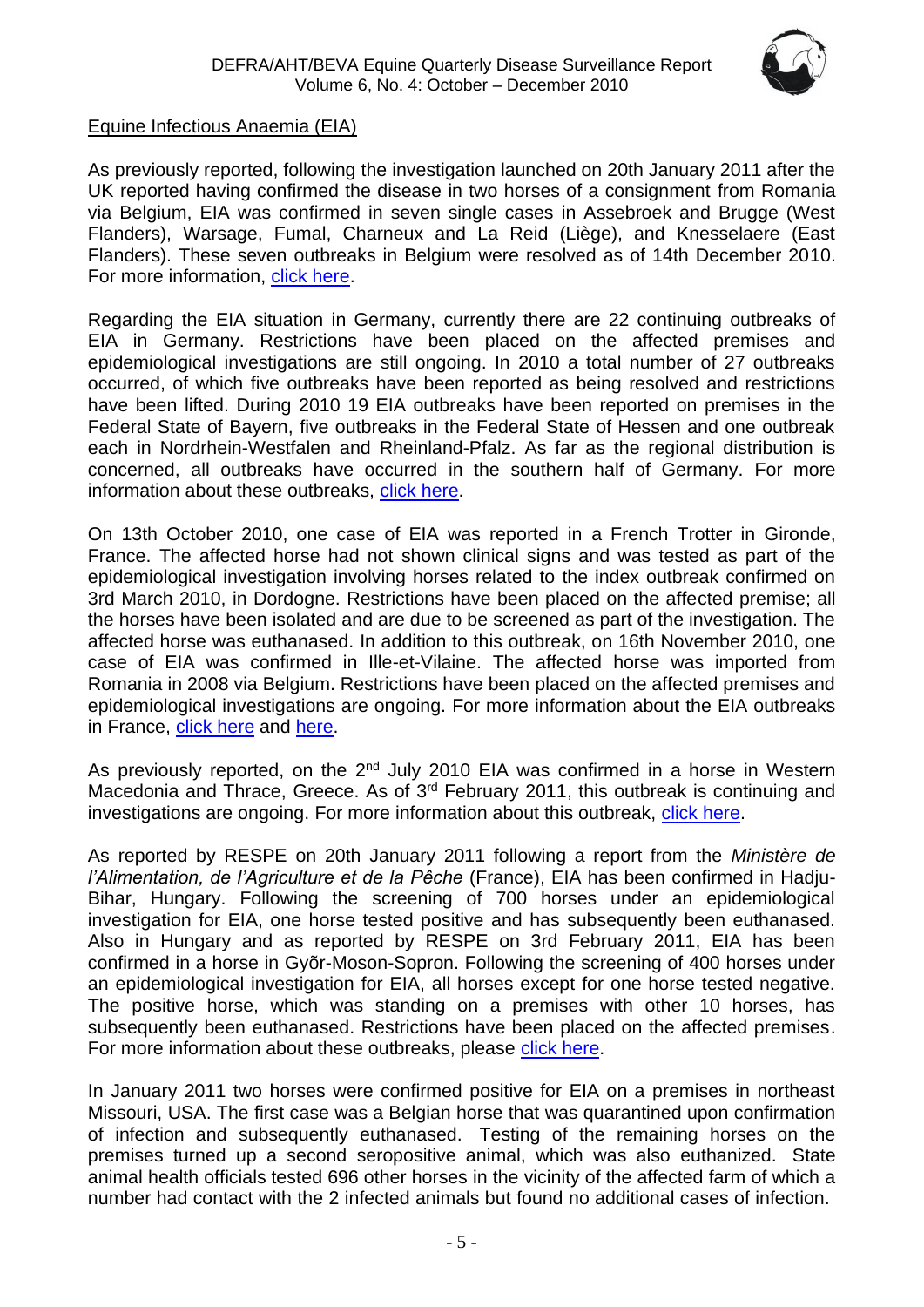Equine Infectious Anaemia (EIA)

As previously reported, following the investigation launched on 20th January 2011 after the UK reported having confirmed the disease in two horses of a consignment from Romania via Belgium, EIA was confirmed in seven single cases in Assebroek and Brugge (West Flanders), Warsage, Fumal, Charneux and La Reid (Liège), and Knesselaere (East Flanders). These seven outbreaks in Belgium were resolved as of 14th December 2010. For more information, click here.

Regarding the EIA situation in Germany, currently there are 22 continuing outbreaks of EIA in Germany. Restrictions have been placed on the affected premises and epidemiological investigations are still ongoing. In 2010 a total number of 27 outbreaks occurred, of which five outbreaks have been reported as being resolved and restrictions have been lifted. During 2010 19 EIA outbreaks have been reported on premises in the Federal State of Bayern, five outbreaks in the Federal State of Hessen and one outbreak each in Nordrhein-Westfalen and Rheinland-Pfalz. As far as the regional distribution is concerned, all outbreaks have occurred in the southern half of Germany. For more information about these outbreaks, click here.

On 13th October 2010, one case of EIA was reported in a French Trotter in Gironde, France. The affected horse had not shown clinical signs and was tested as part of the epidemiological investigation involving horses related to the index outbreak confirmed on 3rd March 2010, in Dordogne. Restrictions have been placed on the affected premise; all the horses have been isolated and are due to be screened as part of the investigation. The affected horse was euthanased. In addition to this outbreak, on 16th November 2010, one case of EIA was confirmed in Ille-et-Vilaine. The affected horse was imported from Romania in 2008 via Belgium. Restrictions have been placed on the affected premises and epidemiological investigations are ongoing. For more information about the EIA outbreaks in France, click here and here.

As previously reported, on the 2nd July 2010 EIA was confirmed in a horse in Western Macedonia and Thrace, Greece. As of 3rd February 2011, this outbreak is continuing and investigations are ongoing. For more information about this outbreak, click here.

As reported by RESPE on 20th January 2011 following a report from the *Ministère de l'Alimentation, de l'Agriculture et de la Pêche* (France), EIA has been confirmed in Hadju-Bihar, Hungary. Following the screening of 700 horses under an epidemiological investigation for EIA, one horse tested positive and has subsequently been euthanased. Also in Hungary and as reported by RESPE on 3rd February 2011, EIA has been confirmed in a horse in Gyõr-Moson-Sopron. Following the screening of 400 horses under an epidemiological investigation for EIA, all horses except for one horse tested negative. The positive horse, which was standing on a premises with other 10 horses, has subsequently been euthanased. Restrictions have been placed on the affected premises. For more information about these outbreaks, please click here.

In January 2011 two horses were confirmed positive for EIA on a premises in northeast Missouri, USA. The first case was a Belgian horse that was quarantined upon confirmation of infection and subsequently euthanased. Testing of the remaining horses on the premises turned up a second seropositive animal, which was also euthanized. State animal health officials tested 696 other horses in the vicinity of the affected farm of which a number had contact with the 2 infected animals but found no additional cases of infection.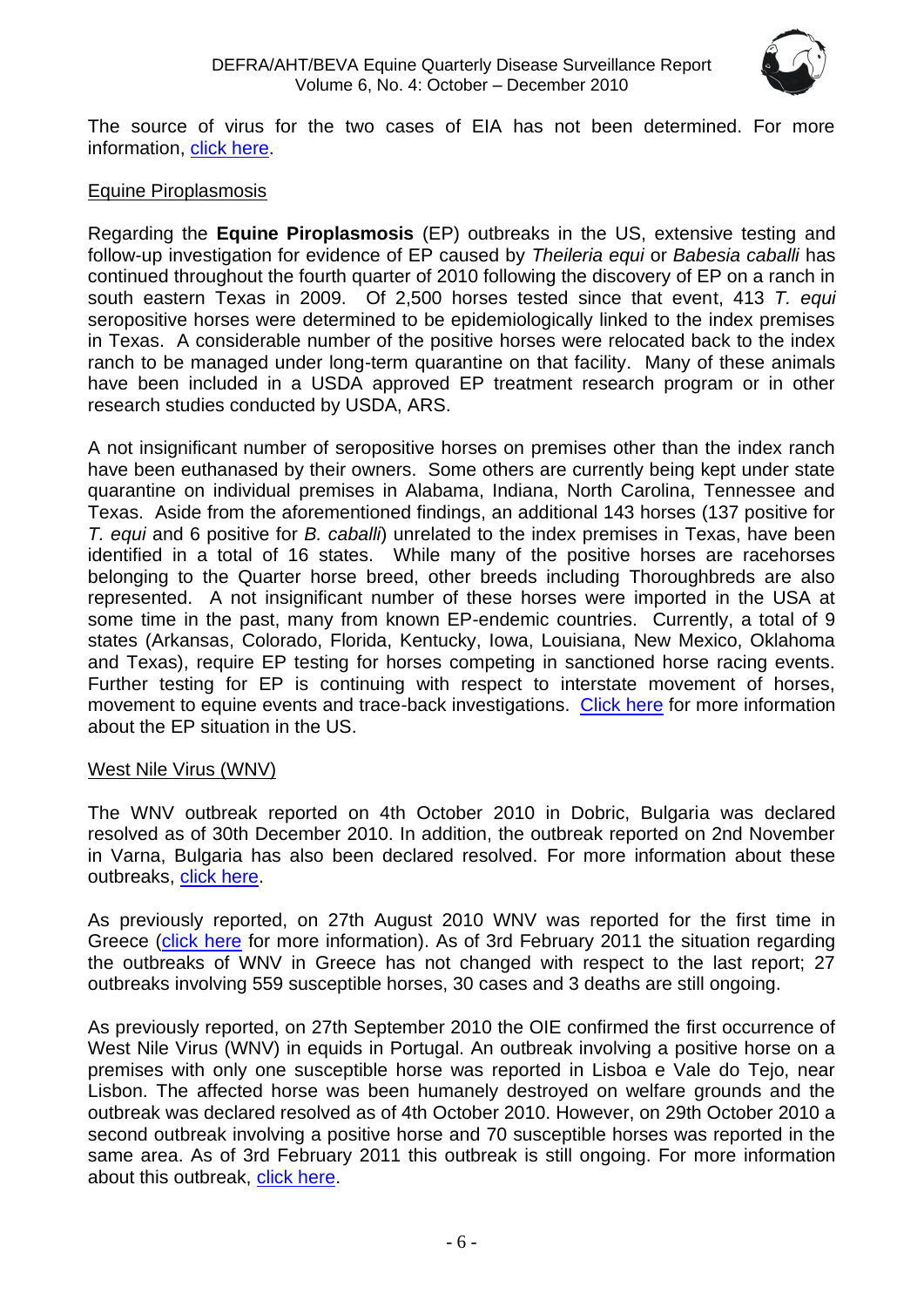The source of virus for the two cases of EIA has not been determined. For more information, click here.

Equine Piroplasmosis

Regarding the **Equine Piroplasmosis** (EP) outbreaks in the US, extensive testing and follow-up investigation for evidence of EP caused by *Theileria equi* or *Babesia caballi* has continued throughout the fourth quarter of 2010 following the discovery of EP on a ranch in south eastern Texas in 2009. Of 2,500 horses tested since that event, 413 *T. equi* seropositive horses were determined to be epidemiologically linked to the index premises in Texas. A considerable number of the positive horses were relocated back to the index ranch to be managed under long-term quarantine on that facility. Many of these animals have been included in a USDA approved EP treatment research program or in other research studies conducted by USDA, ARS.

A not insignificant number of seropositive horses on premises other than the index ranch have been euthanased by their owners. Some others are currently being kept under state quarantine on individual premises in Alabama, Indiana, North Carolina, Tennessee and Texas. Aside from the aforementioned findings, an additional 143 horses (137 positive for *T. equi* and 6 positive for *B. caballi*) unrelated to the index premises in Texas, have been identified in a total of 16 states. While many of the positive horses are racehorses belonging to the Quarter horse breed, other breeds including Thoroughbreds are also represented. A not insignificant number of these horses were imported in the USA at some time in the past, many from known EP-endemic countries. Currently, a total of 9 states (Arkansas, Colorado, Florida, Kentucky, Iowa, Louisiana, New Mexico, Oklahoma and Texas), require EP testing for horses competing in sanctioned horse racing events. Further testing for EP is continuing with respect to interstate movement of horses, movement to equine events and trace-back investigations. Click here for more information about the EP situation in the US.

West Nile Virus (WNV)

The WNV outbreak reported on 4th October 2010 in Dobric, Bulgaria was declared resolved as of 30th December 2010. In addition, the outbreak reported on 2nd November in Varna, Bulgaria has also been declared resolved. For more information about these outbreaks, click here.

As previously reported, on 27th August 2010 WNV was reported for the first time in Greece (click here for more information). As of 3rd February 2011 the situation regarding the outbreaks of WNV in Greece has not changed with respect to the last report; 27 outbreaks involving 559 susceptible horses, 30 cases and 3 deaths are still ongoing.

As previously reported, on 27th September 2010 the OIE confirmed the first occurrence of West Nile Virus (WNV) in equids in Portugal. An outbreak involving a positive horse on a premises with only one susceptible horse was reported in Lisboa e Vale do Tejo, near Lisbon. The affected horse was been humanely destroyed on welfare grounds and the outbreak was declared resolved as of 4th October 2010. However, on 29th October 2010 a second outbreak involving a positive horse and 70 susceptible horses was reported in the same area. As of 3rd February 2011 this outbreak is still ongoing. For more information about this outbreak, click here.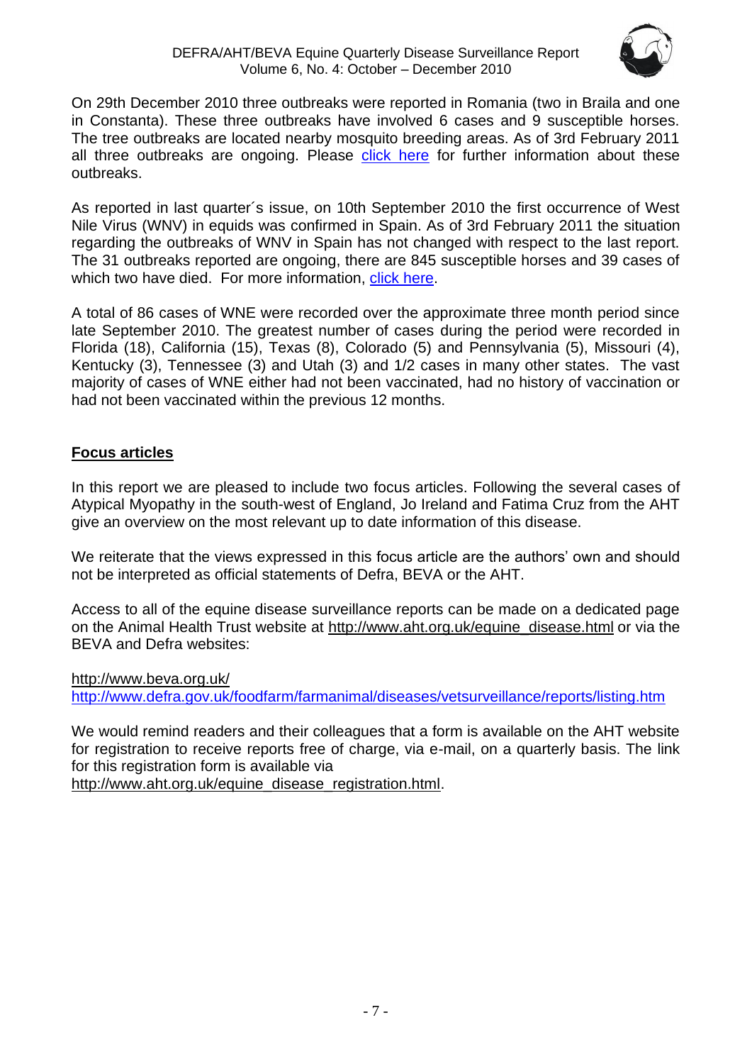On 29th December 2010 three outbreaks were reported in Romania (two in Braila and one in Constanta). These three outbreaks have involved 6 cases and 9 susceptible horses. The tree outbreaks are located nearby mosquito breeding areas. As of 3rd February 2011 all three outbreaks are ongoing. Please [click here](#) for further information about these outbreaks.

As reported in last quarter´s issue, on 10th September 2010 the first occurrence of West Nile Virus (WNV) in equids was confirmed in Spain. As of 3rd February 2011 the situation regarding the outbreaks of WNV in Spain has not changed with respect to the last report. The 31 outbreaks reported are ongoing, there are 845 susceptible horses and 39 cases of which two have died. For more information, [click here](#).

A total of 86 cases of WNE were recorded over the approximate three month period since late September 2010. The greatest number of cases during the period were recorded in Florida (18), California (15), Texas (8), Colorado (5) and Pennsylvania (5), Missouri (4), Kentucky (3), Tennessee (3) and Utah (3) and 1/2 cases in many other states. The vast majority of cases of WNE either had not been vaccinated, had no history of vaccination or had not been vaccinated within the previous 12 months.

## Focus articles

In this report we are pleased to include two focus articles. Following the several cases of Atypical Myopathy in the south-west of England, Jo Ireland and Fatima Cruz from the AHT give an overview on the most relevant up to date information of this disease.

We reiterate that the views expressed in this focus article are the authors' own and should not be interpreted as official statements of Defra, BEVA or the AHT.

Access to all of the equine disease surveillance reports can be made on a dedicated page on the Animal Health Trust website at http://www.aht.org.uk/equine_disease.html or via the BEVA and Defra websites:

http://www.beva.org.uk/
http://www.defra.gov.uk/foodfarm/farmanimal/diseases/vetsurveillance/reports/listing.htm

We would remind readers and their colleagues that a form is available on the AHT website for registration to receive reports free of charge, via e-mail, on a quarterly basis. The link for this registration form is available via http://www.aht.org.uk/equine_disease_registration.html.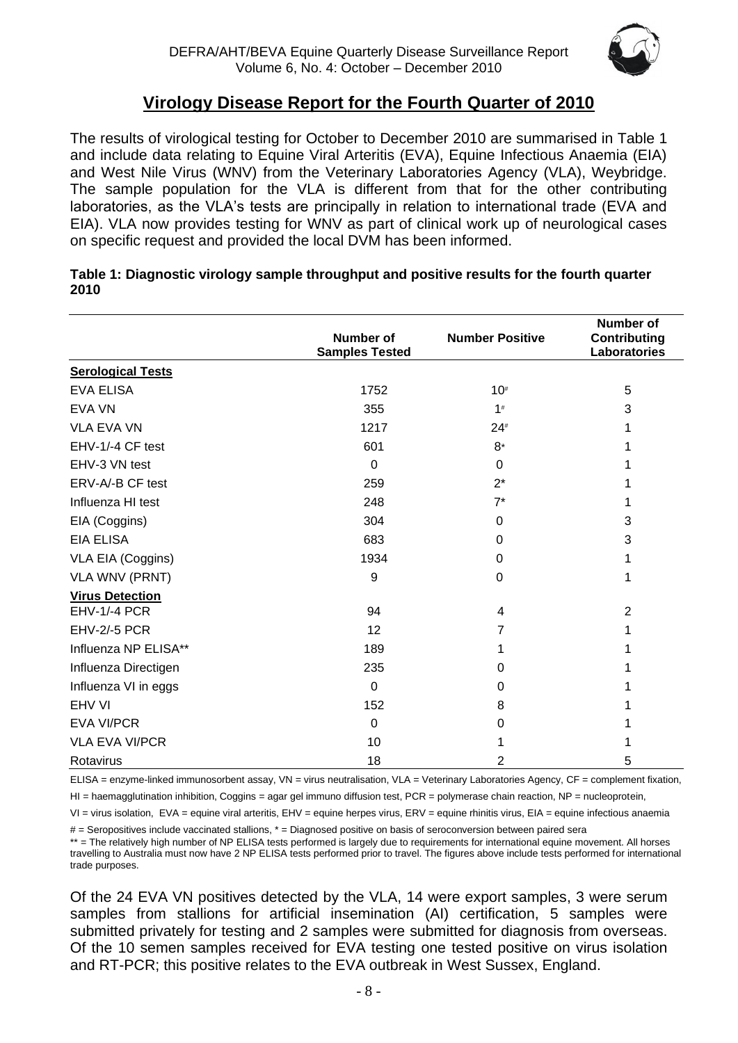## Virology Disease Report for the Fourth Quarter of 2010

The results of virological testing for October to December 2010 are summarised in Table 1 and include data relating to Equine Viral Arteritis (EVA), Equine Infectious Anaemia (EIA) and West Nile Virus (WNV) from the Veterinary Laboratories Agency (VLA), Weybridge. The sample population for the VLA is different from that for the other contributing laboratories, as the VLA's tests are principally in relation to international trade (EVA and EIA). VLA now provides testing for WNV as part of clinical work up of neurological cases on specific request and provided the local DVM has been informed.

**Table 1: Diagnostic virology sample throughput and positive results for the fourth quarter 2010**

| | Number of Samples Tested | Number Positive | Number of Contributing Laboratories |
|---|---|---|---|
| **Serological Tests** | | | |
| EVA ELISA | 1752 | 10# | 5 |
| EVA VN | 355 | 1# | 3 |
| VLA EVA VN | 1217 | 24# | 1 |
| EHV-1/-4 CF test | 601 | 8* | 1 |
| EHV-3 VN test | 0 | 0 | 1 |
| ERV-A/-B CF test | 259 | 2* | 1 |
| Influenza HI test | 248 | 7* | 1 |
| EIA (Coggins) | 304 | 0 | 3 |
| EIA ELISA | 683 | 0 | 3 |
| VLA EIA (Coggins) | 1934 | 0 | 1 |
| VLA WNV (PRNT) | 9 | 0 | 1 |
| **Virus Detection** | | | |
| EHV-1/-4 PCR | 94 | 4 | 2 |
| EHV-2/-5 PCR | 12 | 7 | 1 |
| Influenza NP ELISA** | 189 | 1 | 1 |
| Influenza Directigen | 235 | 0 | 1 |
| Influenza VI in eggs | 0 | 0 | 1 |
| EHV VI | 152 | 8 | 1 |
| EVA VI/PCR | 0 | 0 | 1 |
| VLA EVA VI/PCR | 10 | 1 | 1 |
| Rotavirus | 18 | 2 | 5 |

ELISA = enzyme-linked immunosorbent assay, VN = virus neutralisation, VLA = Veterinary Laboratories Agency, CF = complement fixation, HI = haemagglutination inhibition, Coggins = agar gel immuno diffusion test, PCR = polymerase chain reaction, NP = nucleoprotein, VI = virus isolation, EVA = equine viral arteritis, EHV = equine herpes virus, ERV = equine rhinitis virus, EIA = equine infectious anaemia

# = Seropositives include vaccinated stallions, * = Diagnosed positive on basis of seroconversion between paired sera

** = The relatively high number of NP ELISA tests performed is largely due to requirements for international equine movement. All horses travelling to Australia must now have 2 NP ELISA tests performed prior to travel. The figures above include tests performed for international trade purposes.

Of the 24 EVA VN positives detected by the VLA, 14 were export samples, 3 were serum samples from stallions for artificial insemination (AI) certification, 5 samples were submitted privately for testing and 2 samples were submitted for diagnosis from overseas. Of the 10 semen samples received for EVA testing one tested positive on virus isolation and RT-PCR; this positive relates to the EVA outbreak in West Sussex, England.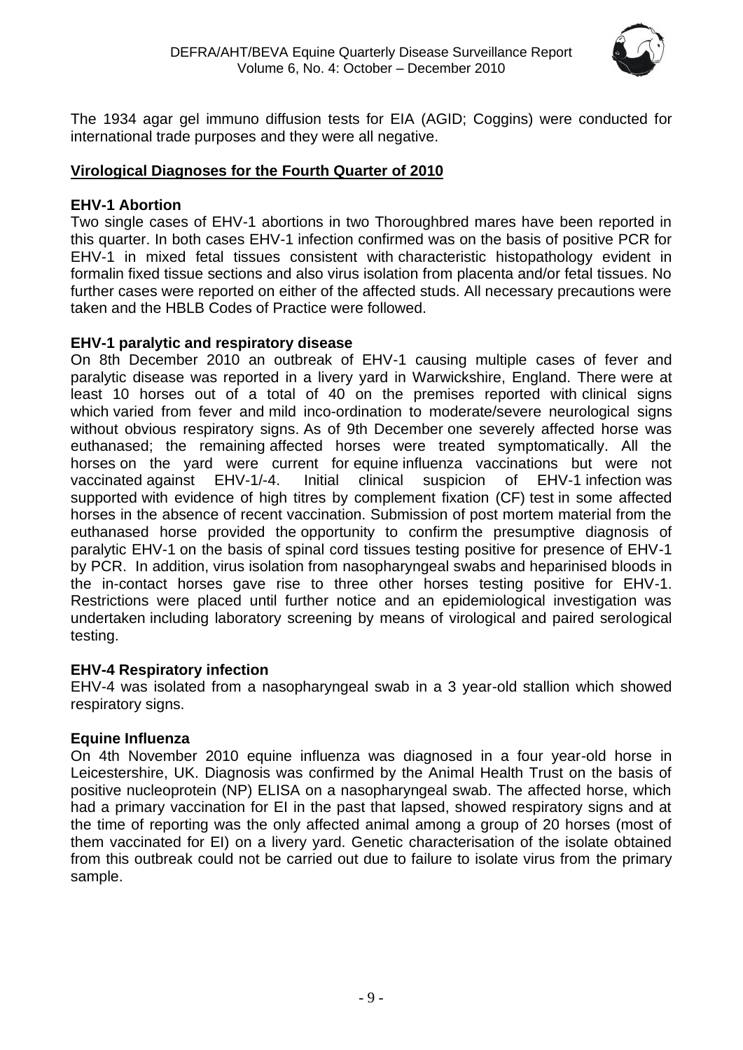The 1934 agar gel immuno diffusion tests for EIA (AGID; Coggins) were conducted for international trade purposes and they were all negative.

## Virological Diagnoses for the Fourth Quarter of 2010

### EHV-1 Abortion

Two single cases of EHV-1 abortions in two Thoroughbred mares have been reported in this quarter. In both cases EHV-1 infection confirmed was on the basis of positive PCR for EHV-1 in mixed fetal tissues consistent with characteristic histopathology evident in formalin fixed tissue sections and also virus isolation from placenta and/or fetal tissues. No further cases were reported on either of the affected studs. All necessary precautions were taken and the HBLB Codes of Practice were followed.

### EHV-1 paralytic and respiratory disease

On 8th December 2010 an outbreak of EHV-1 causing multiple cases of fever and paralytic disease was reported in a livery yard in Warwickshire, England. There were at least 10 horses out of a total of 40 on the premises reported with clinical signs which varied from fever and mild inco-ordination to moderate/severe neurological signs without obvious respiratory signs. As of 9th December one severely affected horse was euthanased; the remaining affected horses were treated symptomatically. All the horses on the yard were current for equine influenza vaccinations but were not vaccinated against EHV-1/-4. Initial clinical suspicion of EHV-1 infection was supported with evidence of high titres by complement fixation (CF) test in some affected horses in the absence of recent vaccination. Submission of post mortem material from the euthanased horse provided the opportunity to confirm the presumptive diagnosis of paralytic EHV-1 on the basis of spinal cord tissues testing positive for presence of EHV-1 by PCR. In addition, virus isolation from nasopharyngeal swabs and heparinised bloods in the in-contact horses gave rise to three other horses testing positive for EHV-1. Restrictions were placed until further notice and an epidemiological investigation was undertaken including laboratory screening by means of virological and paired serological testing.

### EHV-4 Respiratory infection

EHV-4 was isolated from a nasopharyngeal swab in a 3 year-old stallion which showed respiratory signs.

### Equine Influenza

On 4th November 2010 equine influenza was diagnosed in a four year-old horse in Leicestershire, UK. Diagnosis was confirmed by the Animal Health Trust on the basis of positive nucleoprotein (NP) ELISA on a nasopharyngeal swab. The affected horse, which had a primary vaccination for EI in the past that lapsed, showed respiratory signs and at the time of reporting was the only affected animal among a group of 20 horses (most of them vaccinated for EI) on a livery yard. Genetic characterisation of the isolate obtained from this outbreak could not be carried out due to failure to isolate virus from the primary sample.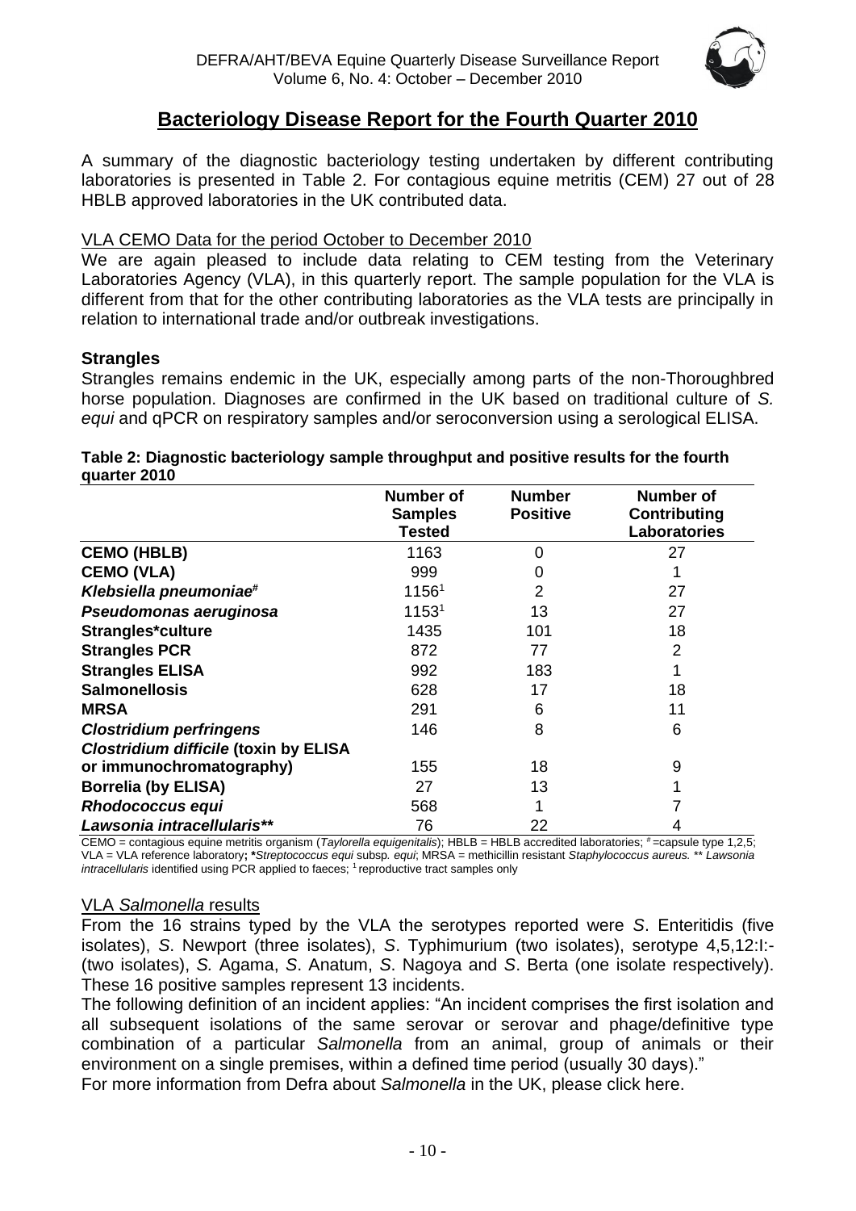## Bacteriology Disease Report for the Fourth Quarter 2010

A summary of the diagnostic bacteriology testing undertaken by different contributing laboratories is presented in Table 2. For contagious equine metritis (CEM) 27 out of 28 HBLB approved laboratories in the UK contributed data.

VLA CEMO Data for the period October to December 2010

We are again pleased to include data relating to CEM testing from the Veterinary Laboratories Agency (VLA), in this quarterly report. The sample population for the VLA is different from that for the other contributing laboratories as the VLA tests are principally in relation to international trade and/or outbreak investigations.

### Strangles

Strangles remains endemic in the UK, especially among parts of the non-Thoroughbred horse population. Diagnoses are confirmed in the UK based on traditional culture of *S. equi* and qPCR on respiratory samples and/or seroconversion using a serological ELISA.

**Table 2: Diagnostic bacteriology sample throughput and positive results for the fourth quarter 2010**

| | Number of Samples Tested | Number Positive | Number of Contributing Laboratories |
|---|---|---|---|
| **CEMO (HBLB)** | 1163 | 0 | 27 |
| **CEMO (VLA)** | 999 | 0 | 1 |
| ***Klebsiella pneumoniae*#** | 1156[1] | 2 | 27 |
| ***Pseudomonas aeruginosa*** | 1153[1] | 13 | 27 |
| **Strangles*culture** | 1435 | 101 | 18 |
| **Strangles PCR** | 872 | 77 | 2 |
| **Strangles ELISA** | 992 | 183 | 1 |
| **Salmonellosis** | 628 | 17 | 18 |
| **MRSA** | 291 | 6 | 11 |
| ***Clostridium perfringens*** | 146 | 8 | 6 |
| ***Clostridium difficile* (toxin by ELISA or immunochromatography)** | 155 | 18 | 9 |
| **Borrelia (by ELISA)** | 27 | 13 | 1 |
| ***Rhodococcus equi*** | 568 | 1 | 7 |
| ***Lawsonia intracellularis*\*\*** | 76 | 22 | 4 |

CEMO = contagious equine metritis organism (*Taylorella equigenitalis*); HBLB = HBLB accredited laboratories; # =capsule type 1,2,5; VLA = VLA reference laboratory; ***Streptococcus equi* subsp. *equi*; MRSA = methicillin resistant *Staphylococcus aureus.* ** *Lawsonia intracellularis* identified using PCR applied to faeces; [1] reproductive tract samples only

VLA *Salmonella* results

From the 16 strains typed by the VLA the serotypes reported were *S*. Enteritidis (five isolates), *S*. Newport (three isolates), *S*. Typhimurium (two isolates), serotype 4,5,12:I:- (two isolates), *S.* Agama, *S*. Anatum, *S*. Nagoya and *S*. Berta (one isolate respectively). These 16 positive samples represent 13 incidents.

The following definition of an incident applies: "An incident comprises the first isolation and all subsequent isolations of the same serovar or serovar and phage/definitive type combination of a particular *Salmonella* from an animal, group of animals or their environment on a single premises, within a defined time period (usually 30 days)."

For more information from Defra about *Salmonella* in the UK, please click here.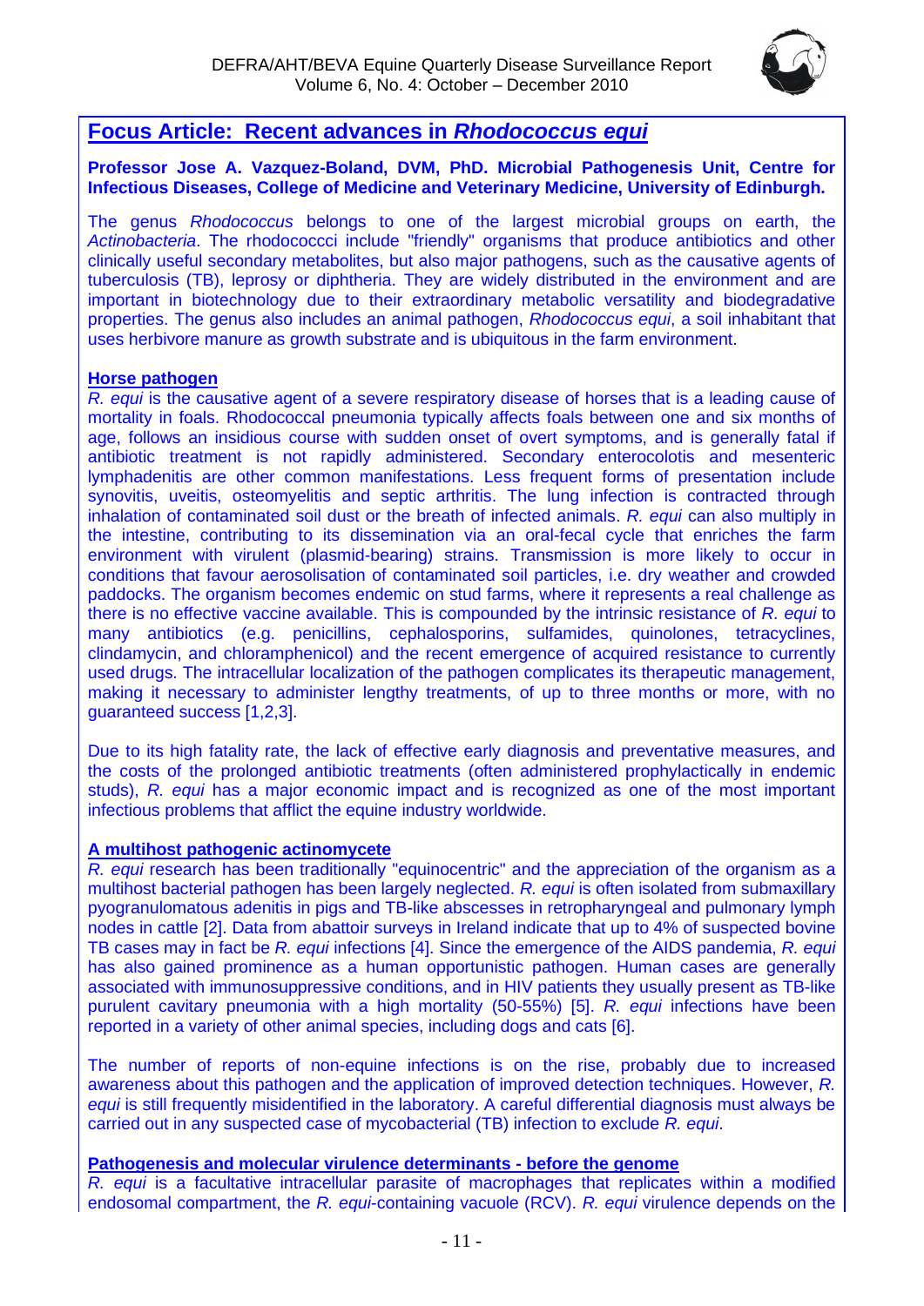## Focus Article: Recent advances in *Rhodococcus equi*

**Professor Jose A. Vazquez-Boland, DVM, PhD. Microbial Pathogenesis Unit, Centre for Infectious Diseases, College of Medicine and Veterinary Medicine, University of Edinburgh.**

The genus *Rhodococcus* belongs to one of the largest microbial groups on earth, the *Actinobacteria*. The rhodococcci include "friendly" organisms that produce antibiotics and other clinically useful secondary metabolites, but also major pathogens, such as the causative agents of tuberculosis (TB), leprosy or diphtheria. They are widely distributed in the environment and are important in biotechnology due to their extraordinary metabolic versatility and biodegradative properties. The genus also includes an animal pathogen, *Rhodococcus equi*, a soil inhabitant that uses herbivore manure as growth substrate and is ubiquitous in the farm environment.

### Horse pathogen

*R. equi* is the causative agent of a severe respiratory disease of horses that is a leading cause of mortality in foals. Rhodococcal pneumonia typically affects foals between one and six months of age, follows an insidious course with sudden onset of overt symptoms, and is generally fatal if antibiotic treatment is not rapidly administered. Secondary enterocolotis and mesenteric lymphadenitis are other common manifestations. Less frequent forms of presentation include synovitis, uveitis, osteomyelitis and septic arthritis. The lung infection is contracted through inhalation of contaminated soil dust or the breath of infected animals. *R. equi* can also multiply in the intestine, contributing to its dissemination via an oral-fecal cycle that enriches the farm environment with virulent (plasmid-bearing) strains. Transmission is more likely to occur in conditions that favour aerosolisation of contaminated soil particles, i.e. dry weather and crowded paddocks. The organism becomes endemic on stud farms, where it represents a real challenge as there is no effective vaccine available. This is compounded by the intrinsic resistance of *R. equi* to many antibiotics (e.g. penicillins, cephalosporins, sulfamides, quinolones, tetracyclines, clindamycin, and chloramphenicol) and the recent emergence of acquired resistance to currently used drugs. The intracellular localization of the pathogen complicates its therapeutic management, making it necessary to administer lengthy treatments, of up to three months or more, with no guaranteed success [1,2,3].

Due to its high fatality rate, the lack of effective early diagnosis and preventative measures, and the costs of the prolonged antibiotic treatments (often administered prophylactically in endemic studs), *R. equi* has a major economic impact and is recognized as one of the most important infectious problems that afflict the equine industry worldwide.

### A multihost pathogenic actinomycete

*R. equi* research has been traditionally "equinocentric" and the appreciation of the organism as a multihost bacterial pathogen has been largely neglected. *R. equi* is often isolated from submaxillary pyogranulomatous adenitis in pigs and TB-like abscesses in retropharyngeal and pulmonary lymph nodes in cattle [2]. Data from abattoir surveys in Ireland indicate that up to 4% of suspected bovine TB cases may in fact be *R. equi* infections [4]. Since the emergence of the AIDS pandemia, *R. equi* has also gained prominence as a human opportunistic pathogen. Human cases are generally associated with immunosuppressive conditions, and in HIV patients they usually present as TB-like purulent cavitary pneumonia with a high mortality (50-55%) [5]. *R. equi* infections have been reported in a variety of other animal species, including dogs and cats [6].

The number of reports of non-equine infections is on the rise, probably due to increased awareness about this pathogen and the application of improved detection techniques. However, *R. equi* is still frequently misidentified in the laboratory. A careful differential diagnosis must always be carried out in any suspected case of mycobacterial (TB) infection to exclude *R. equi*.

### Pathogenesis and molecular virulence determinants - before the genome

*R. equi* is a facultative intracellular parasite of macrophages that replicates within a modified endosomal compartment, the *R. equi*-containing vacuole (RCV). *R. equi* virulence depends on the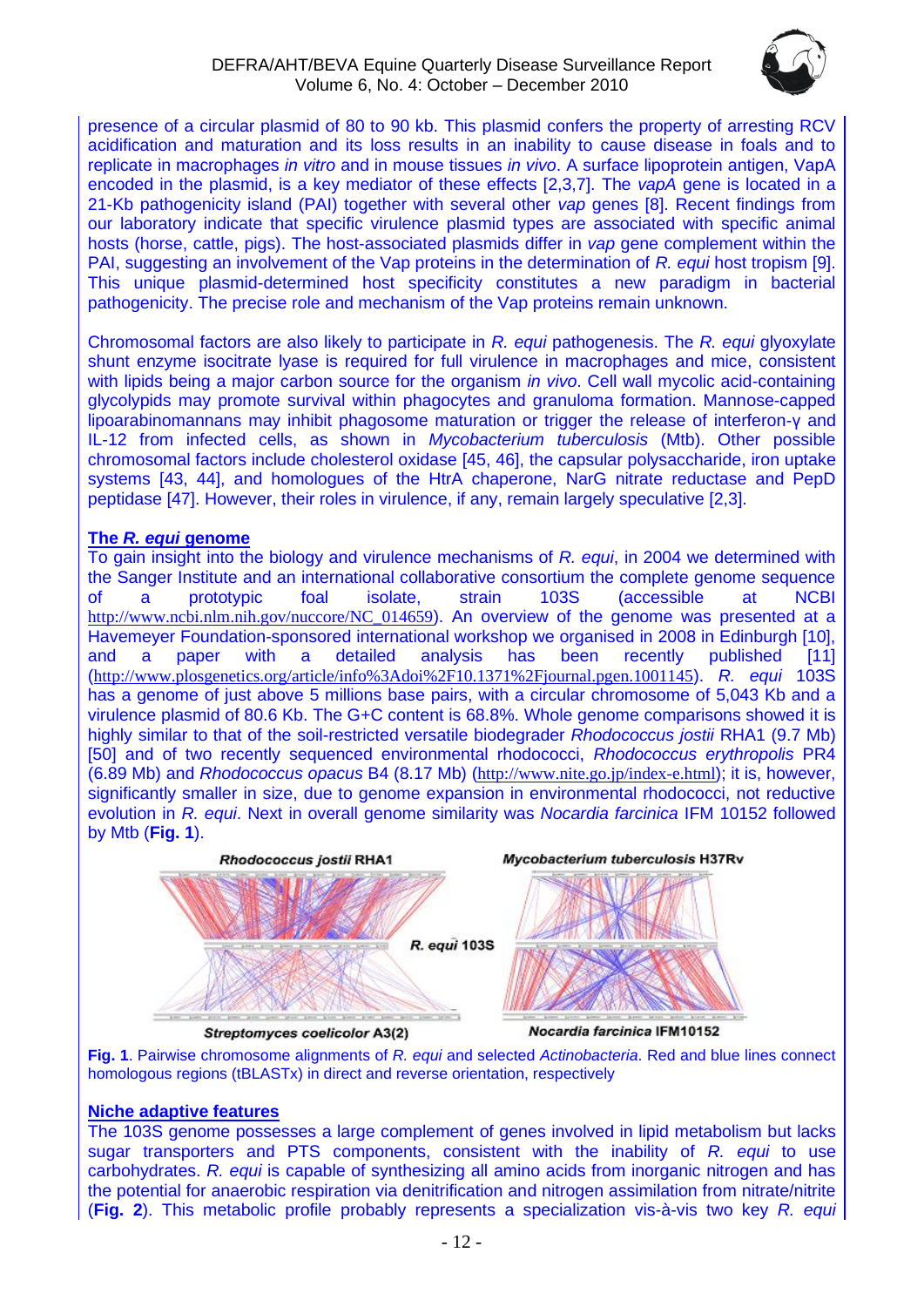presence of a circular plasmid of 80 to 90 kb. This plasmid confers the property of arresting RCV acidification and maturation and its loss results in an inability to cause disease in foals and to replicate in macrophages *in vitro* and in mouse tissues *in vivo*. A surface lipoprotein antigen, VapA encoded in the plasmid, is a key mediator of these effects [2,3,7]. The *vapA* gene is located in a 21-Kb pathogenicity island (PAI) together with several other *vap* genes [8]. Recent findings from our laboratory indicate that specific virulence plasmid types are associated with specific animal hosts (horse, cattle, pigs). The host-associated plasmids differ in *vap* gene complement within the PAI, suggesting an involvement of the Vap proteins in the determination of *R. equi* host tropism [9]. This unique plasmid-determined host specificity constitutes a new paradigm in bacterial pathogenicity. The precise role and mechanism of the Vap proteins remain unknown.

Chromosomal factors are also likely to participate in *R. equi* pathogenesis. The *R. equi* glyoxylate shunt enzyme isocitrate lyase is required for full virulence in macrophages and mice, consistent with lipids being a major carbon source for the organism *in vivo*. Cell wall mycolic acid-containing glycolypids may promote survival within phagocytes and granuloma formation. Mannose-capped lipoarabinomannans may inhibit phagosome maturation or trigger the release of interferon-γ and IL-12 from infected cells, as shown in *Mycobacterium tuberculosis* (Mtb). Other possible chromosomal factors include cholesterol oxidase [45, 46], the capsular polysaccharide, iron uptake systems [43, 44], and homologues of the HtrA chaperone, NarG nitrate reductase and PepD peptidase [47]. However, their roles in virulence, if any, remain largely speculative [2,3].

**The *R. equi* genome**

To gain insight into the biology and virulence mechanisms of *R. equi*, in 2004 we determined with the Sanger Institute and an international collaborative consortium the complete genome sequence of a prototypic foal isolate, strain 103S (accessible at NCBI http://www.ncbi.nlm.nih.gov/nuccore/NC_014659). An overview of the genome was presented at a Havemeyer Foundation-sponsored international workshop we organised in 2008 in Edinburgh [10], and a paper with a detailed analysis has been recently published [11] (http://www.plosgenetics.org/article/info%3Adoi%2F10.1371%2Fjournal.pgen.1001145). *R. equi* 103S has a genome of just above 5 millions base pairs, with a circular chromosome of 5,043 Kb and a virulence plasmid of 80.6 Kb. The G+C content is 68.8%. Whole genome comparisons showed it is highly similar to that of the soil-restricted versatile biodegrader *Rhodococcus jostii* RHA1 (9.7 Mb) [50] and of two recently sequenced environmental rhodococci, *Rhodococcus erythropolis* PR4 (6.89 Mb) and *Rhodococcus opacus* B4 (8.17 Mb) (http://www.nite.go.jp/index-e.html); it is, however, significantly smaller in size, due to genome expansion in environmental rhodococci, not reductive evolution in *R. equi*. Next in overall genome similarity was *Nocardia farcinica* IFM 10152 followed by Mtb (**Fig. 1**).

**Fig. 1**. Pairwise chromosome alignments of *R. equi* and selected *Actinobacteria*. Red and blue lines connect homologous regions (tBLASTx) in direct and reverse orientation, respectively

**Niche adaptive features**

The 103S genome possesses a large complement of genes involved in lipid metabolism but lacks sugar transporters and PTS components, consistent with the inability of *R. equi* to use carbohydrates. *R. equi* is capable of synthesizing all amino acids from inorganic nitrogen and has the potential for anaerobic respiration via denitrification and nitrogen assimilation from nitrate/nitrite (**Fig. 2**). This metabolic profile probably represents a specialization vis-à-vis two key *R. equi*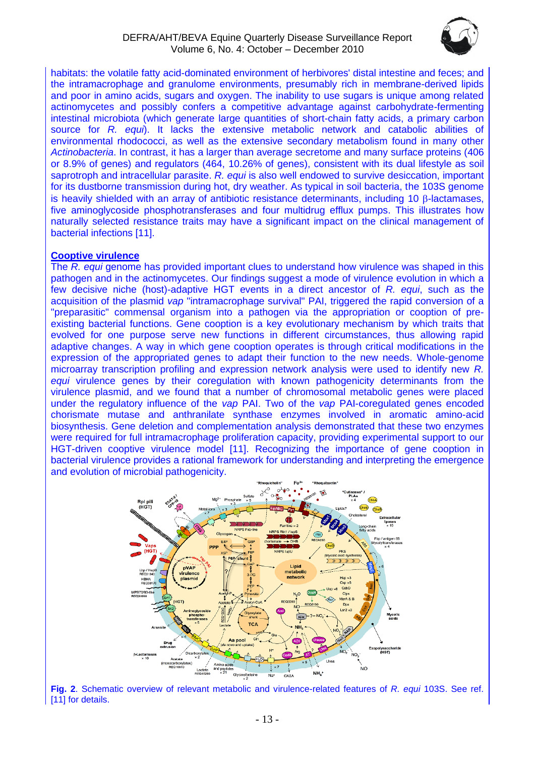habitats: the volatile fatty acid-dominated environment of herbivores' distal intestine and feces; and the intramacrophage and granulome environments, presumably rich in membrane-derived lipids and poor in amino acids, sugars and oxygen. The inability to use sugars is unique among related actinomycetes and possibly confers a competitive advantage against carbohydrate-fermenting intestinal microbiota (which generate large quantities of short-chain fatty acids, a primary carbon source for *R. equi*). It lacks the extensive metabolic network and catabolic abilities of environmental rhodococci, as well as the extensive secondary metabolism found in many other *Actinobacteria*. In contrast, it has a larger than average secretome and many surface proteins (406 or 8.9% of genes) and regulators (464, 10.26% of genes), consistent with its dual lifestyle as soil saprotroph and intracellular parasite. *R. equi* is also well endowed to survive desiccation, important for its dustborne transmission during hot, dry weather. As typical in soil bacteria, the 103S genome is heavily shielded with an array of antibiotic resistance determinants, including 10 β-lactamases, five aminoglycoside phosphotransferases and four multidrug efflux pumps. This illustrates how naturally selected resistance traits may have a significant impact on the clinical management of bacterial infections [11].

## Cooptive virulence

The *R. equi* genome has provided important clues to understand how virulence was shaped in this pathogen and in the actinomycetes. Our findings suggest a mode of virulence evolution in which a few decisive niche (host)-adaptive HGT events in a direct ancestor of *R. equi*, such as the acquisition of the plasmid *vap* "intramacrophage survival" PAI, triggered the rapid conversion of a "preparasitic" commensal organism into a pathogen via the appropriation or cooption of pre-existing bacterial functions. Gene cooption is a key evolutionary mechanism by which traits that evolved for one purpose serve new functions in different circumstances, thus allowing rapid adaptive changes. A way in which gene cooption operates is through critical modifications in the expression of the appropriated genes to adapt their function to the new needs. Whole-genome microarray transcription profiling and expression network analysis were used to identify new *R. equi* virulence genes by their coregulation with known pathogenicity determinants from the virulence plasmid, and we found that a number of chromosomal metabolic genes were placed under the regulatory influence of the *vap* PAI. Two of the *vap* PAI-coregulated genes encoded chorismate mutase and anthranilate synthase enzymes involved in aromatic amino-acid biosynthesis. Gene deletion and complementation analysis demonstrated that these two enzymes were required for full intramacrophage proliferation capacity, providing experimental support to our HGT-driven cooptive virulence model [11]. Recognizing the importance of gene cooption in bacterial virulence provides a rational framework for understanding and interpreting the emergence and evolution of microbial pathogenicity.

**Fig. 2**. Schematic overview of relevant metabolic and virulence-related features of *R. equi* 103S. See ref. [11] for details.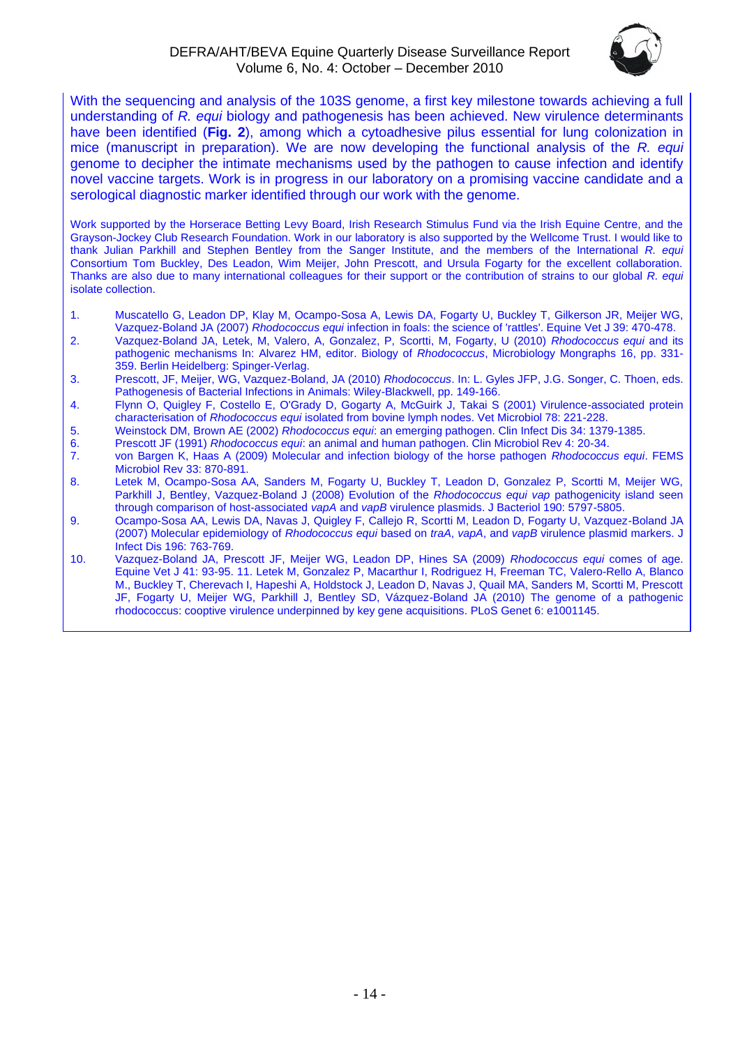With the sequencing and analysis of the 103S genome, a first key milestone towards achieving a full understanding of *R. equi* biology and pathogenesis has been achieved. New virulence determinants have been identified (**Fig. 2**), among which a cytoadhesive pilus essential for lung colonization in mice (manuscript in preparation). We are now developing the functional analysis of the *R. equi* genome to decipher the intimate mechanisms used by the pathogen to cause infection and identify novel vaccine targets. Work is in progress in our laboratory on a promising vaccine candidate and a serological diagnostic marker identified through our work with the genome.

Work supported by the Horserace Betting Levy Board, Irish Research Stimulus Fund via the Irish Equine Centre, and the Grayson-Jockey Club Research Foundation. Work in our laboratory is also supported by the Wellcome Trust. I would like to thank Julian Parkhill and Stephen Bentley from the Sanger Institute, and the members of the International *R. equi* Consortium Tom Buckley, Des Leadon, Wim Meijer, John Prescott, and Ursula Fogarty for the excellent collaboration. Thanks are also due to many international colleagues for their support or the contribution of strains to our global *R. equi* isolate collection.

1. Muscatello G, Leadon DP, Klay M, Ocampo-Sosa A, Lewis DA, Fogarty U, Buckley T, Gilkerson JR, Meijer WG, Vazquez-Boland JA (2007) *Rhodococcus equi* infection in foals: the science of 'rattles'. Equine Vet J 39: 470-478.
2. Vazquez-Boland JA, Letek, M, Valero, A, Gonzalez, P, Scortti, M, Fogarty, U (2010) *Rhodococcus equi* and its pathogenic mechanisms In: Alvarez HM, editor. Biology of *Rhodococcus*, Microbiology Mongraphs 16, pp. 331-359. Berlin Heidelberg: Springer-Verlag.
3. Prescott, JF, Meijer, WG, Vazquez-Boland, JA (2010) *Rhodococcus*. In: L. Gyles JFP, J.G. Songer, C. Thoen, eds. Pathogenesis of Bacterial Infections in Animals: Wiley-Blackwell, pp. 149-166.
4. Flynn O, Quigley F, Costello E, O'Grady D, Gogarty A, McGuirk J, Takai S (2001) Virulence-associated protein characterisation of *Rhodococcus equi* isolated from bovine lymph nodes. Vet Microbiol 78: 221-228.
5. Weinstock DM, Brown AE (2002) *Rhodococcus equi*: an emerging pathogen. Clin Infect Dis 34: 1379-1385.
6. Prescott JF (1991) *Rhodococcus equi*: an animal and human pathogen. Clin Microbiol Rev 4: 20-34.
7. von Bargen K, Haas A (2009) Molecular and infection biology of the horse pathogen *Rhodococcus equi*. FEMS Microbiol Rev 33: 870-891.
8. Letek M, Ocampo-Sosa AA, Sanders M, Fogarty U, Buckley T, Leadon D, Gonzalez P, Scortti M, Meijer WG, Parkhill J, Bentley, Vazquez-Boland J (2008) Evolution of the *Rhodococcus equi vap* pathogenicity island seen through comparison of host-associated *vapA* and *vapB* virulence plasmids. J Bacteriol 190: 5797-5805.
9. Ocampo-Sosa AA, Lewis DA, Navas J, Quigley F, Callejo R, Scortti M, Leadon D, Fogarty U, Vazquez-Boland JA (2007) Molecular epidemiology of *Rhodococcus equi* based on *traA*, *vapA*, and *vapB* virulence plasmid markers. J Infect Dis 196: 763-769.
10. Vazquez-Boland JA, Prescott JF, Meijer WG, Leadon DP, Hines SA (2009) *Rhodococcus equi* comes of age. Equine Vet J 41: 93-95. 11. Letek M, Gonzalez P, Macarthur I, Rodriguez H, Freeman TC, Valero-Rello A, Blanco M., Buckley T, Cherevach I, Hapeshi A, Holdstock J, Leadon D, Navas J, Quail MA, Sanders M, Scortti M, Prescott JF, Fogarty U, Meijer WG, Parkhill J, Bentley SD, Vázquez-Boland JA (2010) The genome of a pathogenic rhodococcus: cooptive virulence underpinned by key gene acquisitions. PLoS Genet 6: e1001145.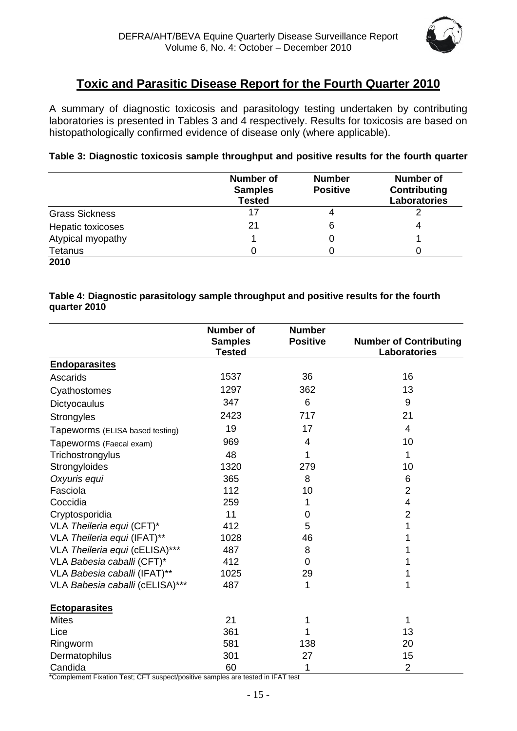## Toxic and Parasitic Disease Report for the Fourth Quarter 2010

A summary of diagnostic toxicosis and parasitology testing undertaken by contributing laboratories is presented in Tables 3 and 4 respectively. Results for toxicosis are based on histopathologically confirmed evidence of disease only (where applicable).

**Table 3: Diagnostic toxicosis sample throughput and positive results for the fourth quarter 2010**

| | Number of Samples Tested | Number Positive | Number of Contributing Laboratories |
|---|---|---|---|
| Grass Sickness | 17 | 4 | 2 |
| Hepatic toxicoses | 21 | 6 | 4 |
| Atypical myopathy | 1 | 0 | 1 |
| Tetanus | 0 | 0 | 0 |

**Table 4: Diagnostic parasitology sample throughput and positive results for the fourth quarter 2010**

| | Number of Samples Tested | Number Positive | Number of Contributing Laboratories |
|---|---|---|---|
| **Endoparasites** | | | |
| Ascarids | 1537 | 36 | 16 |
| Cyathostomes | 1297 | 362 | 13 |
| Dictyocaulus | 347 | 6 | 9 |
| Strongyles | 2423 | 717 | 21 |
| Tapeworms (ELISA based testing) | 19 | 17 | 4 |
| Tapeworms (Faecal exam) | 969 | 4 | 10 |
| Trichostrongylus | 48 | 1 | 1 |
| Strongyloides | 1320 | 279 | 10 |
| *Oxyuris equi* | 365 | 8 | 6 |
| Fasciola | 112 | 10 | 2 |
| Coccidia | 259 | 1 | 4 |
| Cryptosporidia | 11 | 0 | 2 |
| VLA *Theileria equi* (CFT)* | 412 | 5 | 1 |
| VLA *Theileria equi* (IFAT)** | 1028 | 46 | 1 |
| VLA *Theileria equi* (cELISA)*** | 487 | 8 | 1 |
| VLA *Babesia caballi* (CFT)* | 412 | 0 | 1 |
| VLA *Babesia caballi* (IFAT)** | 1025 | 29 | 1 |
| VLA *Babesia caballi* (cELISA)*** | 487 | 1 | 1 |
| **Ectoparasites** | | | |
| Mites | 21 | 1 | 1 |
| Lice | 361 | 1 | 13 |
| Ringworm | 581 | 138 | 20 |
| Dermatophilus | 301 | 27 | 15 |
| Candida | 60 | 1 | 2 |

*Complement Fixation Test; CFT suspect/positive samples are tested in IFAT test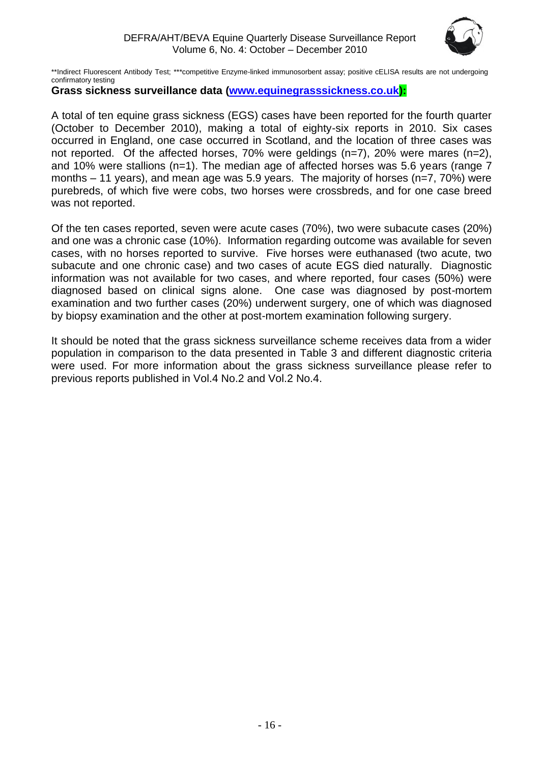**Indirect Fluorescent Antibody Test; ***competitive Enzyme-linked immunosorbent assay; positive cELISA results are not undergoing confirmatory testing

**Grass sickness surveillance data (www.equinegrasssickness.co.uk):**

A total of ten equine grass sickness (EGS) cases have been reported for the fourth quarter (October to December 2010), making a total of eighty-six reports in 2010. Six cases occurred in England, one case occurred in Scotland, and the location of three cases was not reported. Of the affected horses, 70% were geldings (n=7), 20% were mares (n=2), and 10% were stallions (n=1). The median age of affected horses was 5.6 years (range 7 months – 11 years), and mean age was 5.9 years. The majority of horses (n=7, 70%) were purebreds, of which five were cobs, two horses were crossbreds, and for one case breed was not reported.

Of the ten cases reported, seven were acute cases (70%), two were subacute cases (20%) and one was a chronic case (10%). Information regarding outcome was available for seven cases, with no horses reported to survive. Five horses were euthanased (two acute, two subacute and one chronic case) and two cases of acute EGS died naturally. Diagnostic information was not available for two cases, and where reported, four cases (50%) were diagnosed based on clinical signs alone. One case was diagnosed by post-mortem examination and two further cases (20%) underwent surgery, one of which was diagnosed by biopsy examination and the other at post-mortem examination following surgery.

It should be noted that the grass sickness surveillance scheme receives data from a wider population in comparison to the data presented in Table 3 and different diagnostic criteria were used. For more information about the grass sickness surveillance please refer to previous reports published in Vol.4 No.2 and Vol.2 No.4.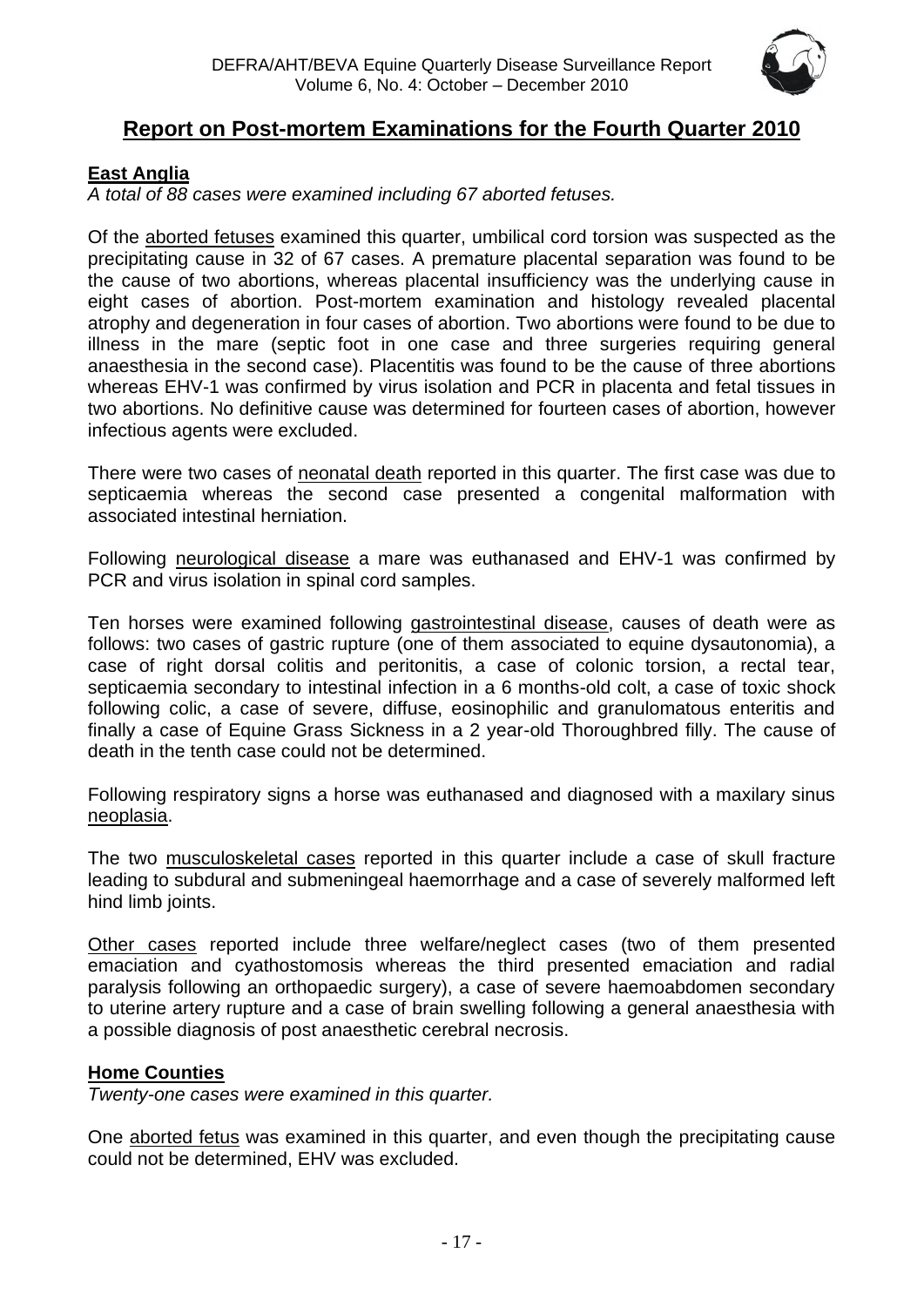## Report on Post-mortem Examinations for the Fourth Quarter 2010

### East Anglia

*A total of 88 cases were examined including 67 aborted fetuses.*

Of the aborted fetuses examined this quarter, umbilical cord torsion was suspected as the precipitating cause in 32 of 67 cases. A premature placental separation was found to be the cause of two abortions, whereas placental insufficiency was the underlying cause in eight cases of abortion. Post-mortem examination and histology revealed placental atrophy and degeneration in four cases of abortion. Two abortions were found to be due to illness in the mare (septic foot in one case and three surgeries requiring general anaesthesia in the second case). Placentitis was found to be the cause of three abortions whereas EHV-1 was confirmed by virus isolation and PCR in placenta and fetal tissues in two abortions. No definitive cause was determined for fourteen cases of abortion, however infectious agents were excluded.

There were two cases of neonatal death reported in this quarter. The first case was due to septicaemia whereas the second case presented a congenital malformation with associated intestinal herniation.

Following neurological disease a mare was euthanased and EHV-1 was confirmed by PCR and virus isolation in spinal cord samples.

Ten horses were examined following gastrointestinal disease, causes of death were as follows: two cases of gastric rupture (one of them associated to equine dysautonomia), a case of right dorsal colitis and peritonitis, a case of colonic torsion, a rectal tear, septicaemia secondary to intestinal infection in a 6 months-old colt, a case of toxic shock following colic, a case of severe, diffuse, eosinophilic and granulomatous enteritis and finally a case of Equine Grass Sickness in a 2 year-old Thoroughbred filly. The cause of death in the tenth case could not be determined.

Following respiratory signs a horse was euthanased and diagnosed with a maxilary sinus neoplasia.

The two musculoskeletal cases reported in this quarter include a case of skull fracture leading to subdural and submeningeal haemorrhage and a case of severely malformed left hind limb joints.

Other cases reported include three welfare/neglect cases (two of them presented emaciation and cyathostomosis whereas the third presented emaciation and radial paralysis following an orthopaedic surgery), a case of severe haemoabdomen secondary to uterine artery rupture and a case of brain swelling following a general anaesthesia with a possible diagnosis of post anaesthetic cerebral necrosis.

### Home Counties

*Twenty-one cases were examined in this quarter.*

One aborted fetus was examined in this quarter, and even though the precipitating cause could not be determined, EHV was excluded.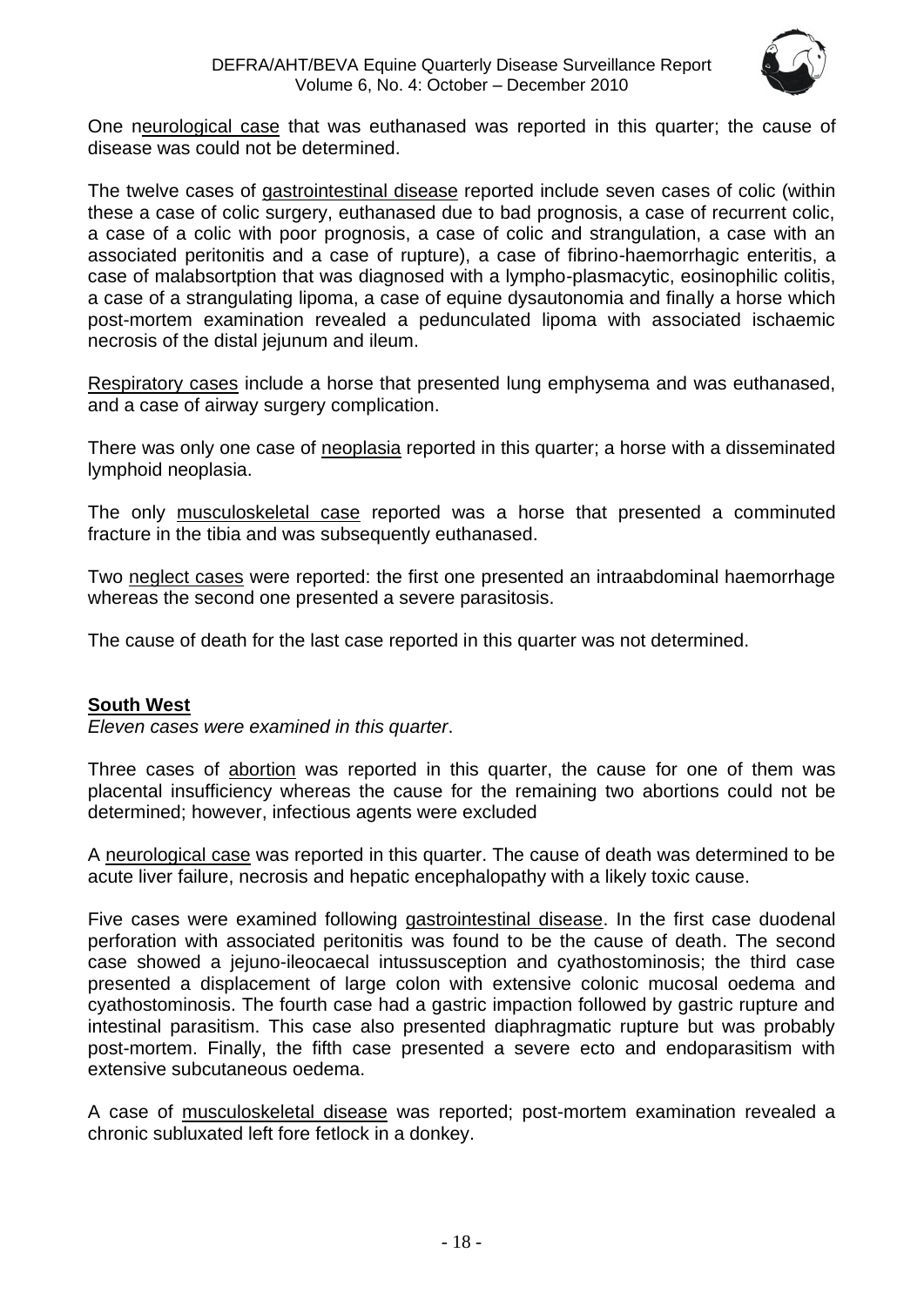One neurological case that was euthanased was reported in this quarter; the cause of disease was could not be determined.

The twelve cases of gastrointestinal disease reported include seven cases of colic (within these a case of colic surgery, euthanased due to bad prognosis, a case of recurrent colic, a case of a colic with poor prognosis, a case of colic and strangulation, a case with an associated peritonitis and a case of rupture), a case of fibrino-haemorrhagic enteritis, a case of malabsortption that was diagnosed with a lympho-plasmacytic, eosinophilic colitis, a case of a strangulating lipoma, a case of equine dysautonomia and finally a horse which post-mortem examination revealed a pedunculated lipoma with associated ischaemic necrosis of the distal jejunum and ileum.

Respiratory cases include a horse that presented lung emphysema and was euthanased, and a case of airway surgery complication.

There was only one case of neoplasia reported in this quarter; a horse with a disseminated lymphoid neoplasia.

The only musculoskeletal case reported was a horse that presented a comminuted fracture in the tibia and was subsequently euthanased.

Two neglect cases were reported: the first one presented an intraabdominal haemorrhage whereas the second one presented a severe parasitosis.

The cause of death for the last case reported in this quarter was not determined.

## South West

*Eleven cases were examined in this quarter*.

Three cases of abortion was reported in this quarter, the cause for one of them was placental insufficiency whereas the cause for the remaining two abortions could not be determined; however, infectious agents were excluded

A neurological case was reported in this quarter. The cause of death was determined to be acute liver failure, necrosis and hepatic encephalopathy with a likely toxic cause.

Five cases were examined following gastrointestinal disease. In the first case duodenal perforation with associated peritonitis was found to be the cause of death. The second case showed a jejuno-ileocaecal intussusception and cyathostominosis; the third case presented a displacement of large colon with extensive colonic mucosal oedema and cyathostominosis. The fourth case had a gastric impaction followed by gastric rupture and intestinal parasitism. This case also presented diaphragmatic rupture but was probably post-mortem. Finally, the fifth case presented a severe ecto and endoparasitism with extensive subcutaneous oedema.

A case of musculoskeletal disease was reported; post-mortem examination revealed a chronic subluxated left fore fetlock in a donkey.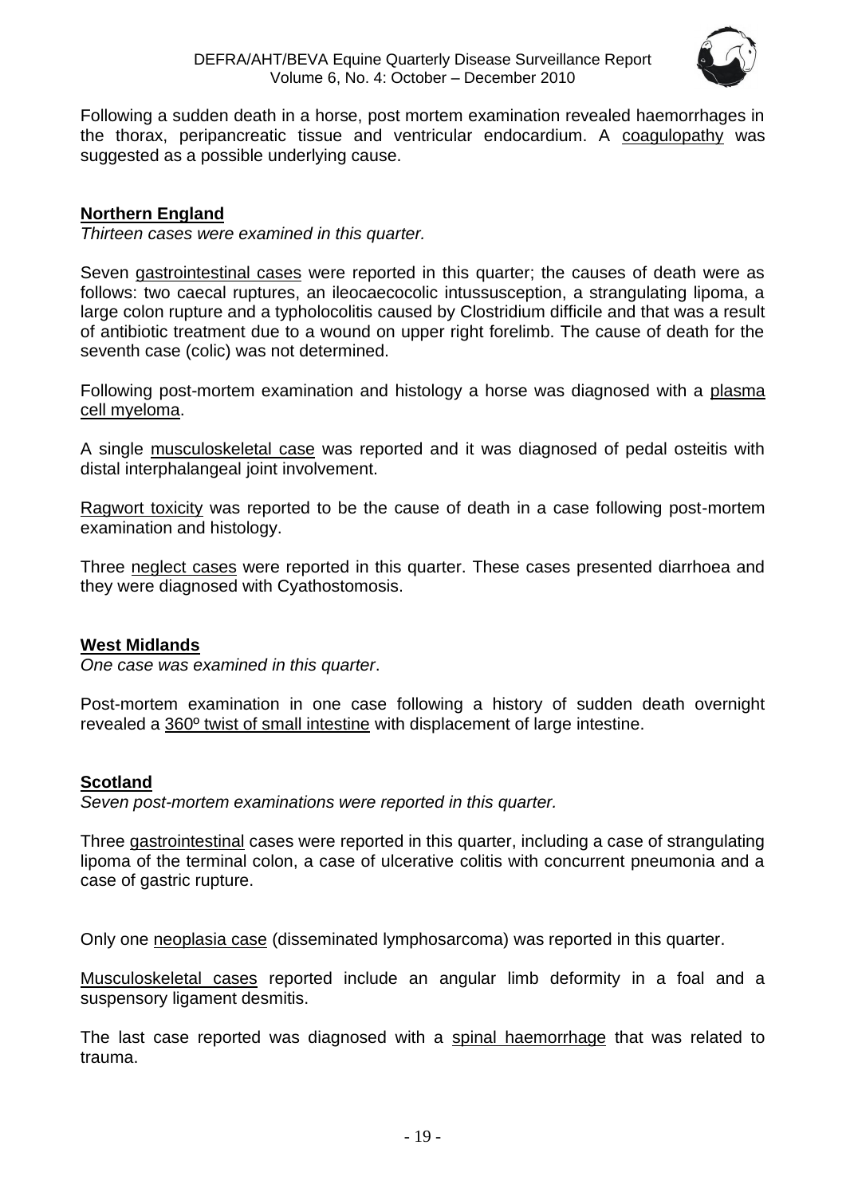Following a sudden death in a horse, post mortem examination revealed haemorrhages in the thorax, peripancreatic tissue and ventricular endocardium. A coagulopathy was suggested as a possible underlying cause.

## Northern England

*Thirteen cases were examined in this quarter.*

Seven gastrointestinal cases were reported in this quarter; the causes of death were as follows: two caecal ruptures, an ileocaecocolic intussusception, a strangulating lipoma, a large colon rupture and a typholocolitis caused by Clostridium difficile and that was a result of antibiotic treatment due to a wound on upper right forelimb. The cause of death for the seventh case (colic) was not determined.

Following post-mortem examination and histology a horse was diagnosed with a plasma cell myeloma.

A single musculoskeletal case was reported and it was diagnosed of pedal osteitis with distal interphalangeal joint involvement.

Ragwort toxicity was reported to be the cause of death in a case following post-mortem examination and histology.

Three neglect cases were reported in this quarter. These cases presented diarrhoea and they were diagnosed with Cyathostomosis.

## West Midlands

*One case was examined in this quarter*.

Post-mortem examination in one case following a history of sudden death overnight revealed a 360º twist of small intestine with displacement of large intestine.

## Scotland

*Seven post-mortem examinations were reported in this quarter.*

Three gastrointestinal cases were reported in this quarter, including a case of strangulating lipoma of the terminal colon, a case of ulcerative colitis with concurrent pneumonia and a case of gastric rupture.

Only one neoplasia case (disseminated lymphosarcoma) was reported in this quarter.

Musculoskeletal cases reported include an angular limb deformity in a foal and a suspensory ligament desmitis.

The last case reported was diagnosed with a spinal haemorrhage that was related to trauma.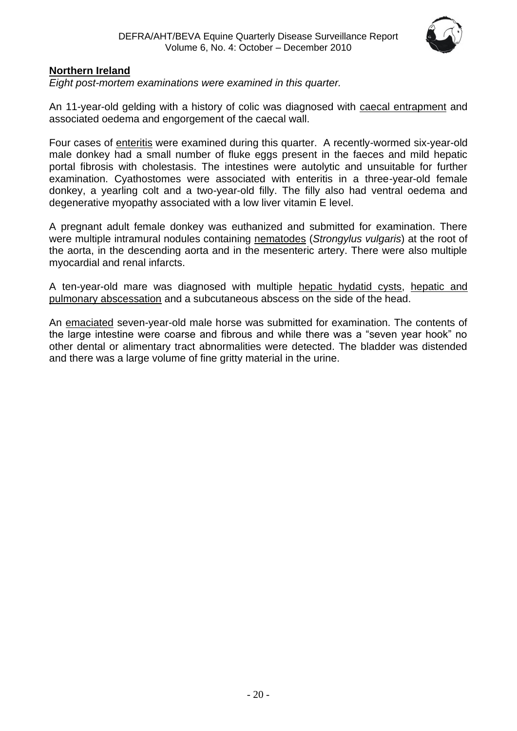## Northern Ireland

*Eight post-mortem examinations were examined in this quarter.*

An 11-year-old gelding with a history of colic was diagnosed with caecal entrapment and associated oedema and engorgement of the caecal wall.

Four cases of enteritis were examined during this quarter. A recently-wormed six-year-old male donkey had a small number of fluke eggs present in the faeces and mild hepatic portal fibrosis with cholestasis. The intestines were autolytic and unsuitable for further examination. Cyathostomes were associated with enteritis in a three-year-old female donkey, a yearling colt and a two-year-old filly. The filly also had ventral oedema and degenerative myopathy associated with a low liver vitamin E level.

A pregnant adult female donkey was euthanized and submitted for examination. There were multiple intramural nodules containing nematodes (*Strongylus vulgaris*) at the root of the aorta, in the descending aorta and in the mesenteric artery. There were also multiple myocardial and renal infarcts.

A ten-year-old mare was diagnosed with multiple hepatic hydatid cysts, hepatic and pulmonary abscessation and a subcutaneous abscess on the side of the head.

An emaciated seven-year-old male horse was submitted for examination. The contents of the large intestine were coarse and fibrous and while there was a "seven year hook" no other dental or alimentary tract abnormalities were detected. The bladder was distended and there was a large volume of fine gritty material in the urine.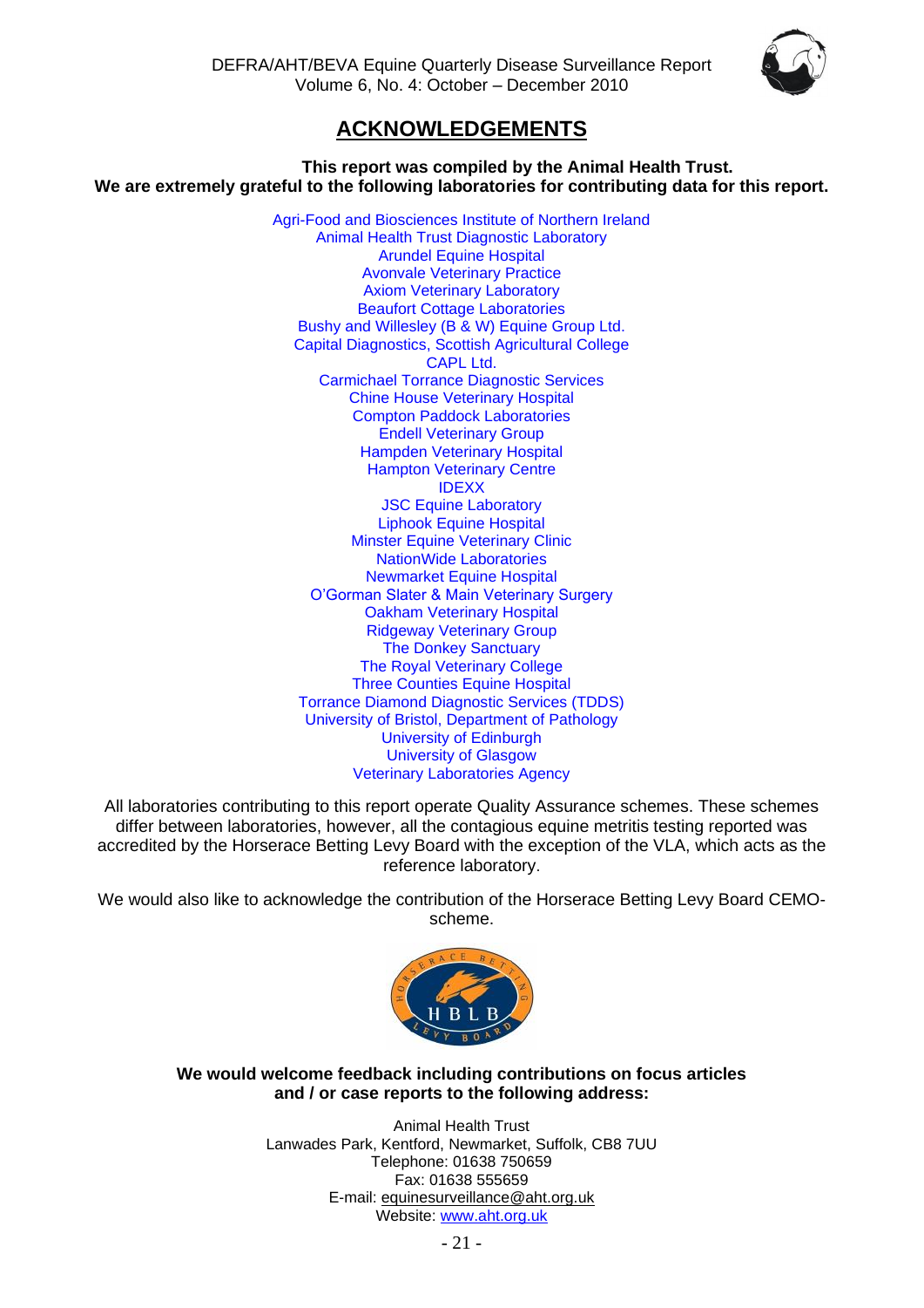# ACKNOWLEDGEMENTS

**This report was compiled by the Animal Health Trust.**
**We are extremely grateful to the following laboratories for contributing data for this report.**

Agri-Food and Biosciences Institute of Northern Ireland
Animal Health Trust Diagnostic Laboratory
Arundel Equine Hospital
Avonvale Veterinary Practice
Axiom Veterinary Laboratory
Beaufort Cottage Laboratories
Bushy and Willesley (B & W) Equine Group Ltd.
Capital Diagnostics, Scottish Agricultural College
CAPL Ltd.
Carmichael Torrance Diagnostic Services
Chine House Veterinary Hospital
Compton Paddock Laboratories
Endell Veterinary Group
Hampden Veterinary Hospital
Hampton Veterinary Centre
IDEXX
JSC Equine Laboratory
Liphook Equine Hospital
Minster Equine Veterinary Clinic
NationWide Laboratories
Newmarket Equine Hospital
O'Gorman Slater & Main Veterinary Surgery
Oakham Veterinary Hospital
Ridgeway Veterinary Group
The Donkey Sanctuary
The Royal Veterinary College
Three Counties Equine Hospital
Torrance Diamond Diagnostic Services (TDDS)
University of Bristol, Department of Pathology
University of Edinburgh
University of Glasgow
Veterinary Laboratories Agency

All laboratories contributing to this report operate Quality Assurance schemes. These schemes differ between laboratories, however, all the contagious equine metritis testing reported was accredited by the Horserace Betting Levy Board with the exception of the VLA, which acts as the reference laboratory.

We would also like to acknowledge the contribution of the Horserace Betting Levy Board CEMO-scheme.

**We would welcome feedback including contributions on focus articles and / or case reports to the following address:**

Animal Health Trust
Lanwades Park, Kentford, Newmarket, Suffolk, CB8 7UU
Telephone: 01638 750659
Fax: 01638 555659
E-mail: equinesurveillance@aht.org.uk
Website: www.aht.org.uk